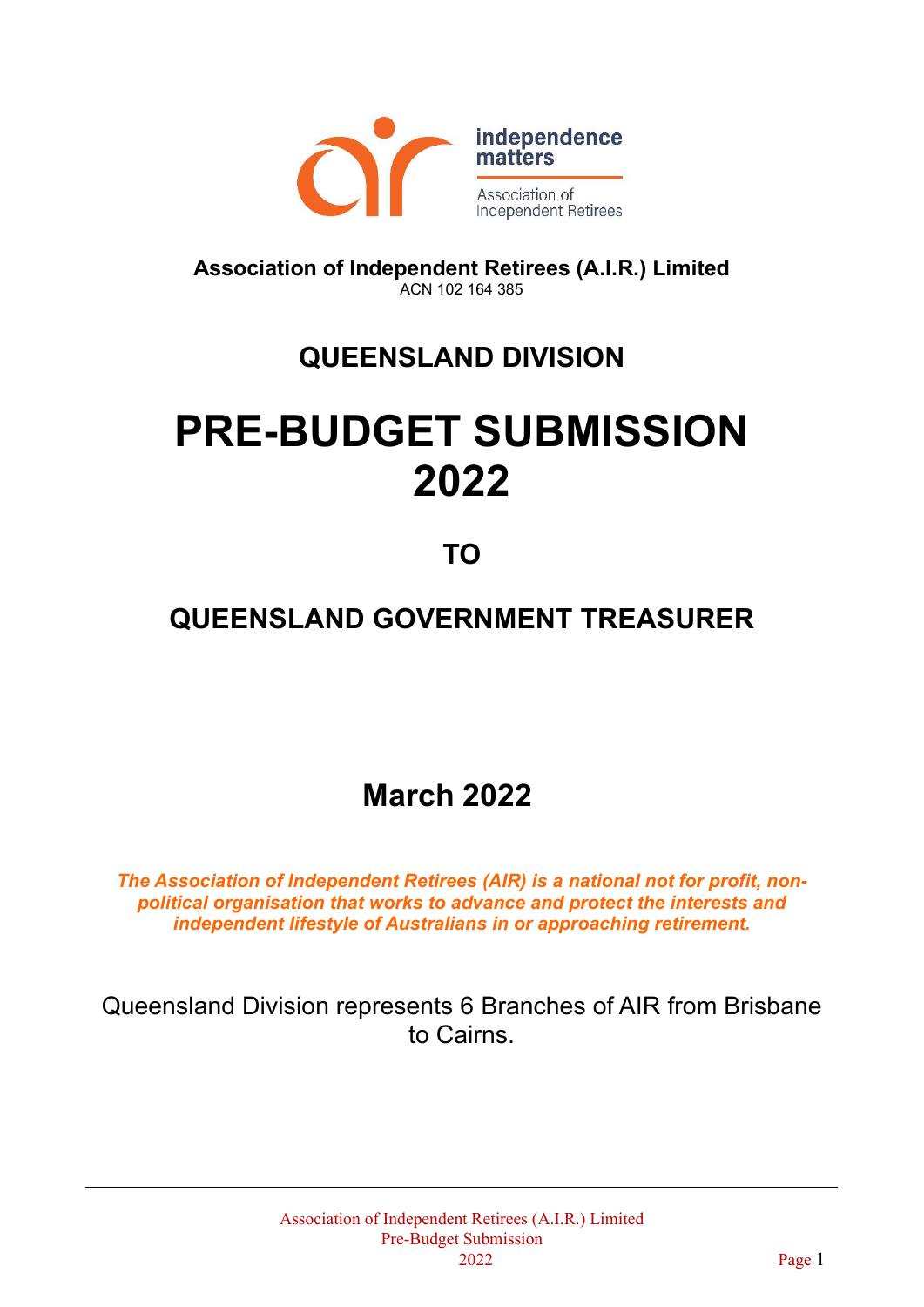independence matters

Association of Independent Retirees

**Association of Independent Retirees (A.I.R.) Limited**
ACN 102 164 385

## QUEENSLAND DIVISION

# PRE-BUDGET SUBMISSION 2022

## TO

## QUEENSLAND GOVERNMENT TREASURER

## March 2022

***The Association of Independent Retirees (AIR) is a national not for profit, non-political organisation that works to advance and protect the interests and independent lifestyle of Australians in or approaching retirement.***

Queensland Division represents 6 Branches of AIR from Brisbane to Cairns.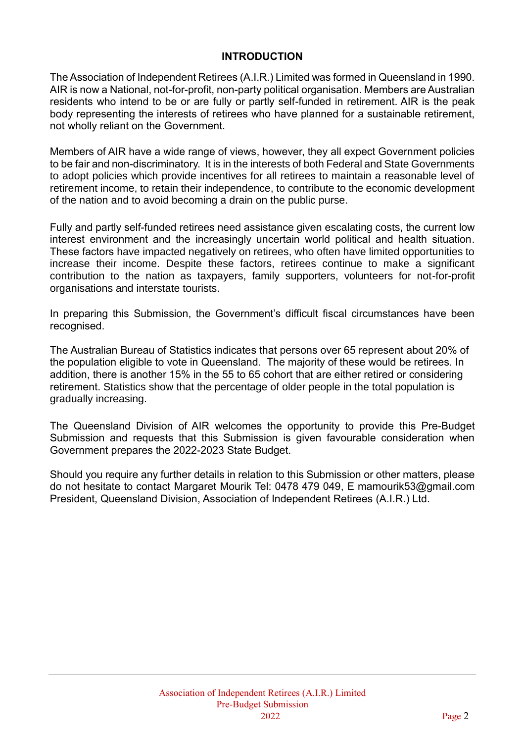## INTRODUCTION

The Association of Independent Retirees (A.I.R.) Limited was formed in Queensland in 1990. AIR is now a National, not-for-profit, non-party political organisation. Members are Australian residents who intend to be or are fully or partly self-funded in retirement. AIR is the peak body representing the interests of retirees who have planned for a sustainable retirement, not wholly reliant on the Government.

Members of AIR have a wide range of views, however, they all expect Government policies to be fair and non-discriminatory. It is in the interests of both Federal and State Governments to adopt policies which provide incentives for all retirees to maintain a reasonable level of retirement income, to retain their independence, to contribute to the economic development of the nation and to avoid becoming a drain on the public purse.

Fully and partly self-funded retirees need assistance given escalating costs, the current low interest environment and the increasingly uncertain world political and health situation. These factors have impacted negatively on retirees, who often have limited opportunities to increase their income. Despite these factors, retirees continue to make a significant contribution to the nation as taxpayers, family supporters, volunteers for not-for-profit organisations and interstate tourists.

In preparing this Submission, the Government's difficult fiscal circumstances have been recognised.

The Australian Bureau of Statistics indicates that persons over 65 represent about 20% of the population eligible to vote in Queensland. The majority of these would be retirees. In addition, there is another 15% in the 55 to 65 cohort that are either retired or considering retirement. Statistics show that the percentage of older people in the total population is gradually increasing.

The Queensland Division of AIR welcomes the opportunity to provide this Pre-Budget Submission and requests that this Submission is given favourable consideration when Government prepares the 2022-2023 State Budget.

Should you require any further details in relation to this Submission or other matters, please do not hesitate to contact Margaret Mourik Tel: 0478 479 049, E mamourik53@gmail.com President, Queensland Division, Association of Independent Retirees (A.I.R.) Ltd.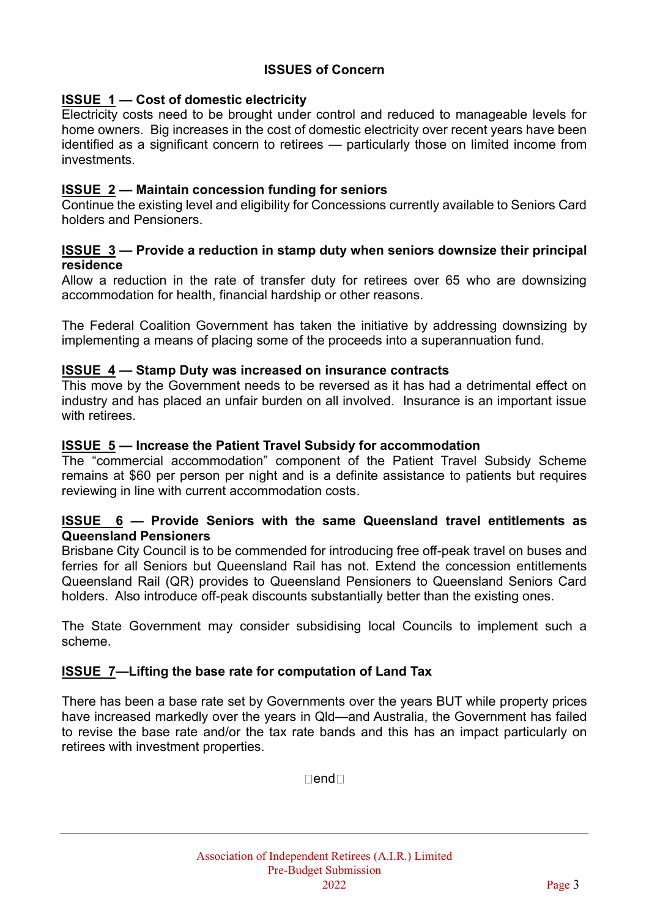## ISSUES of Concern

**ISSUE 1 — Cost of domestic electricity**

Electricity costs need to be brought under control and reduced to manageable levels for home owners. Big increases in the cost of domestic electricity over recent years have been identified as a significant concern to retirees — particularly those on limited income from investments.

**ISSUE 2 — Maintain concession funding for seniors**

Continue the existing level and eligibility for Concessions currently available to Seniors Card holders and Pensioners.

**ISSUE 3 — Provide a reduction in stamp duty when seniors downsize their principal residence**

Allow a reduction in the rate of transfer duty for retirees over 65 who are downsizing accommodation for health, financial hardship or other reasons.

The Federal Coalition Government has taken the initiative by addressing downsizing by implementing a means of placing some of the proceeds into a superannuation fund.

**ISSUE 4 — Stamp Duty was increased on insurance contracts**

This move by the Government needs to be reversed as it has had a detrimental effect on industry and has placed an unfair burden on all involved. Insurance is an important issue with retirees.

**ISSUE 5 — Increase the Patient Travel Subsidy for accommodation**

The "commercial accommodation" component of the Patient Travel Subsidy Scheme remains at $60 per person per night and is a definite assistance to patients but requires reviewing in line with current accommodation costs.

**ISSUE 6 — Provide Seniors with the same Queensland travel entitlements as Queensland Pensioners**

Brisbane City Council is to be commended for introducing free off-peak travel on buses and ferries for all Seniors but Queensland Rail has not. Extend the concession entitlements Queensland Rail (QR) provides to Queensland Pensioners to Queensland Seniors Card holders. Also introduce off-peak discounts substantially better than the existing ones.

The State Government may consider subsidising local Councils to implement such a scheme.

**ISSUE 7—Lifting the base rate for computation of Land Tax**

There has been a base rate set by Governments over the years BUT while property prices have increased markedly over the years in Qld—and Australia, the Government has failed to revise the base rate and/or the tax rate bands and this has an impact particularly on retirees with investment properties.

end